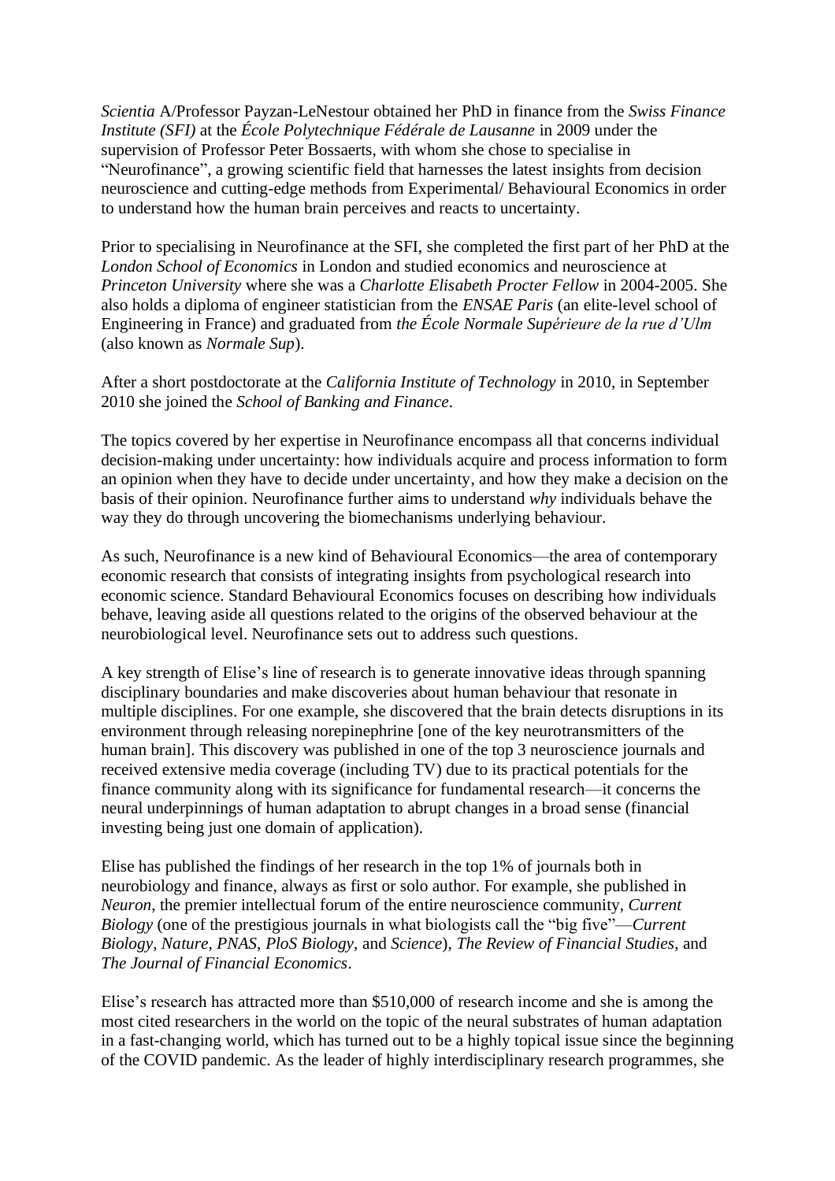*Scientia* A/Professor Payzan-LeNestour obtained her PhD in finance from the *Swiss Finance Institute (SFI)* at the *École Polytechnique Fédérale de Lausanne* in 2009 under the supervision of Professor Peter Bossaerts, with whom she chose to specialise in "Neurofinance", a growing scientific field that harnesses the latest insights from decision neuroscience and cutting-edge methods from Experimental/ Behavioural Economics in order to understand how the human brain perceives and reacts to uncertainty.

Prior to specialising in Neurofinance at the SFI, she completed the first part of her PhD at the *London School of Economics* in London and studied economics and neuroscience at *Princeton University* where she was a *Charlotte Elisabeth Procter Fellow* in 2004-2005. She also holds a diploma of engineer statistician from the *ENSAE Paris* (an elite-level school of Engineering in France) and graduated from *the École Normale Supérieure de la rue d'Ulm* (also known as *Normale Sup*).

After a short postdoctorate at the *California Institute of Technology* in 2010, in September 2010 she joined the *School of Banking and Finance*.

The topics covered by her expertise in Neurofinance encompass all that concerns individual decision-making under uncertainty: how individuals acquire and process information to form an opinion when they have to decide under uncertainty, and how they make a decision on the basis of their opinion. Neurofinance further aims to understand *why* individuals behave the way they do through uncovering the biomechanisms underlying behaviour.

As such, Neurofinance is a new kind of Behavioural Economics—the area of contemporary economic research that consists of integrating insights from psychological research into economic science. Standard Behavioural Economics focuses on describing how individuals behave, leaving aside all questions related to the origins of the observed behaviour at the neurobiological level. Neurofinance sets out to address such questions.

A key strength of Elise's line of research is to generate innovative ideas through spanning disciplinary boundaries and make discoveries about human behaviour that resonate in multiple disciplines. For one example, she discovered that the brain detects disruptions in its environment through releasing norepinephrine [one of the key neurotransmitters of the human brain]. This discovery was published in one of the top 3 neuroscience journals and received extensive media coverage (including TV) due to its practical potentials for the finance community along with its significance for fundamental research—it concerns the neural underpinnings of human adaptation to abrupt changes in a broad sense (financial investing being just one domain of application).

Elise has published the findings of her research in the top 1% of journals both in neurobiology and finance, always as first or solo author. For example, she published in *Neuron*, the premier intellectual forum of the entire neuroscience community, *Current Biology* (one of the prestigious journals in what biologists call the "big five"—*Current Biology*, *Nature*, *PNAS*, *PloS Biology*, and *Science*), *The Review of Financial Studies*, and *The Journal of Financial Economics*.

Elise's research has attracted more than $510,000 of research income and she is among the most cited researchers in the world on the topic of the neural substrates of human adaptation in a fast-changing world, which has turned out to be a highly topical issue since the beginning of the COVID pandemic. As the leader of highly interdisciplinary research programmes, she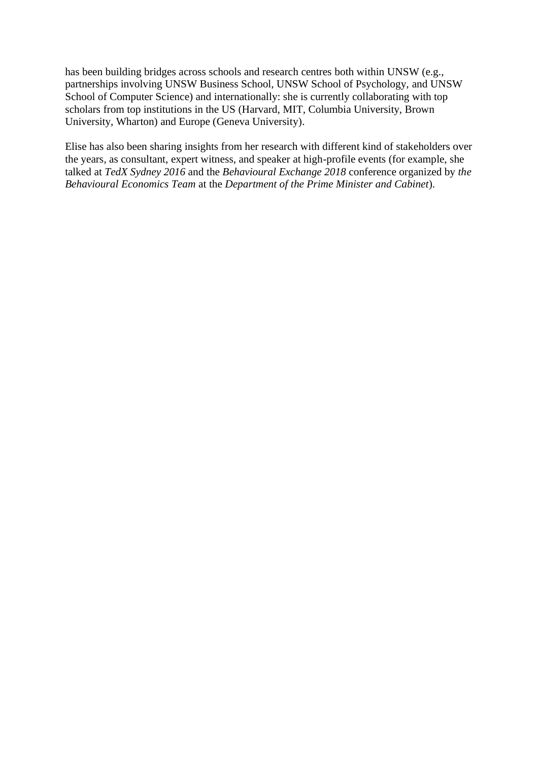has been building bridges across schools and research centres both within UNSW (e.g., partnerships involving UNSW Business School, UNSW School of Psychology, and UNSW School of Computer Science) and internationally: she is currently collaborating with top scholars from top institutions in the US (Harvard, MIT, Columbia University, Brown University, Wharton) and Europe (Geneva University).

Elise has also been sharing insights from her research with different kind of stakeholders over the years, as consultant, expert witness, and speaker at high-profile events (for example, she talked at *TedX Sydney 2016* and the *Behavioural Exchange 2018* conference organized by *the Behavioural Economics Team* at the *Department of the Prime Minister and Cabinet*).